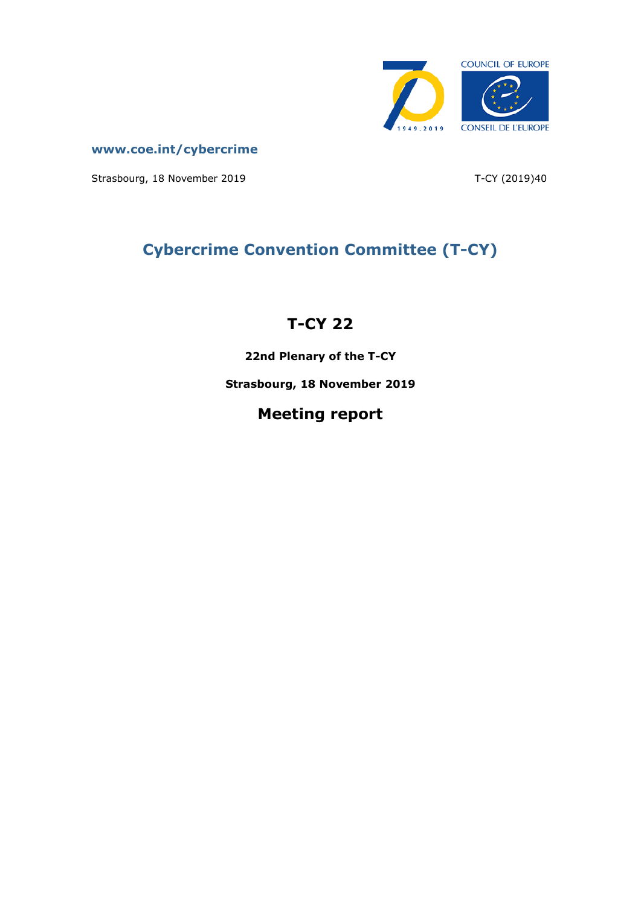www.coe.int/cybercrime

Strasbourg, 18 November 2019 T-CY (2019)40

# Cybercrime Convention Committee (T-CY)

## T-CY 22

**22nd Plenary of the T-CY**

**Strasbourg, 18 November 2019**

## Meeting report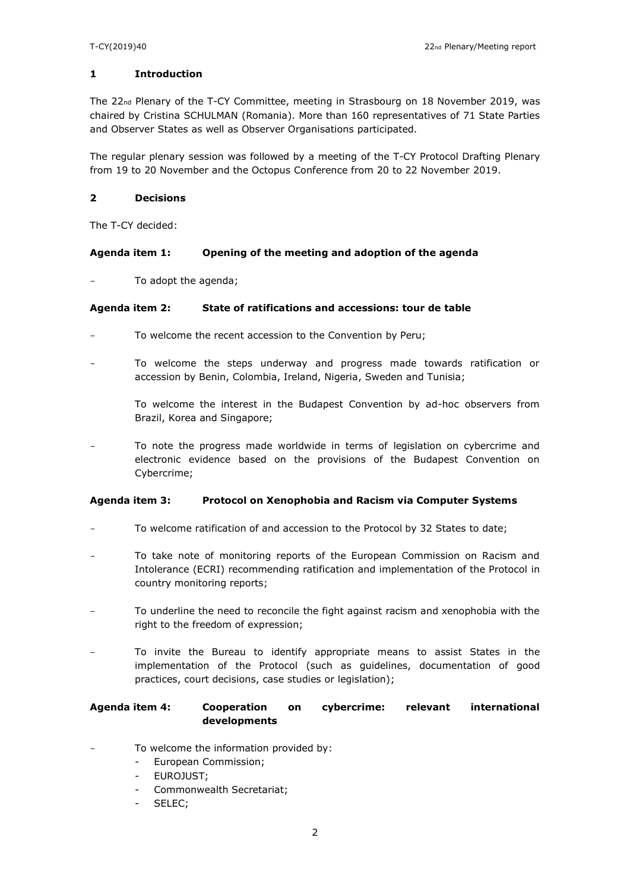## 1 Introduction

The 22nd Plenary of the T-CY Committee, meeting in Strasbourg on 18 November 2019, was chaired by Cristina SCHULMAN (Romania). More than 160 representatives of 71 State Parties and Observer States as well as Observer Organisations participated.

The regular plenary session was followed by a meeting of the T-CY Protocol Drafting Plenary from 19 to 20 November and the Octopus Conference from 20 to 22 November 2019.

## 2 Decisions

The T-CY decided:

### Agenda item 1: Opening of the meeting and adoption of the agenda

- To adopt the agenda;

### Agenda item 2: State of ratifications and accessions: tour de table

- To welcome the recent accession to the Convention by Peru;
- To welcome the steps underway and progress made towards ratification or accession by Benin, Colombia, Ireland, Nigeria, Sweden and Tunisia;

  To welcome the interest in the Budapest Convention by ad-hoc observers from Brazil, Korea and Singapore;
- To note the progress made worldwide in terms of legislation on cybercrime and electronic evidence based on the provisions of the Budapest Convention on Cybercrime;

### Agenda item 3: Protocol on Xenophobia and Racism via Computer Systems

- To welcome ratification of and accession to the Protocol by 32 States to date;
- To take note of monitoring reports of the European Commission on Racism and Intolerance (ECRI) recommending ratification and implementation of the Protocol in country monitoring reports;
- To underline the need to reconcile the fight against racism and xenophobia with the right to the freedom of expression;
- To invite the Bureau to identify appropriate means to assist States in the implementation of the Protocol (such as guidelines, documentation of good practices, court decisions, case studies or legislation);

### Agenda item 4: Cooperation on cybercrime: relevant international developments

- To welcome the information provided by:
  - European Commission;
  - EUROJUST;
  - Commonwealth Secretariat;
  - SELEC;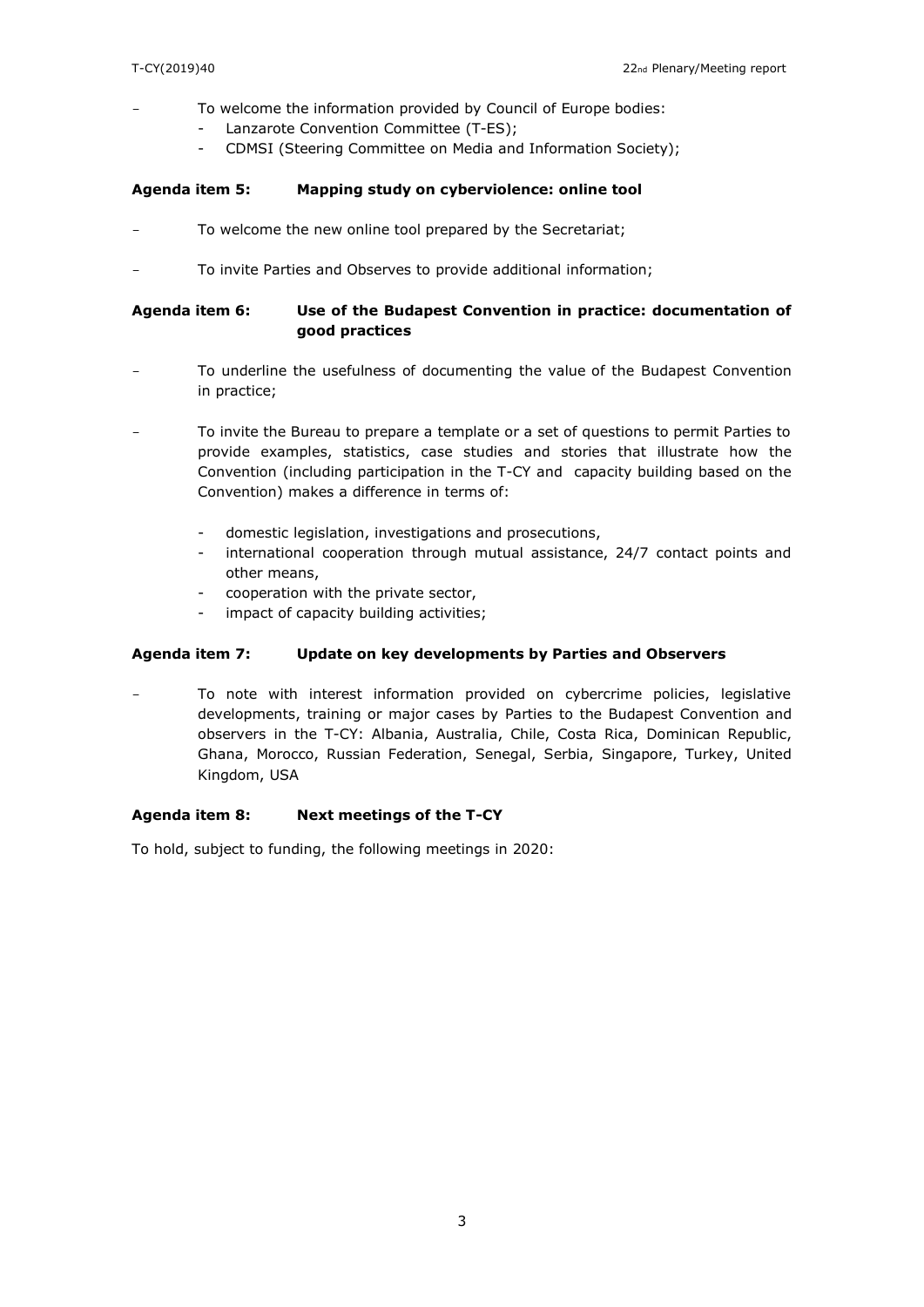- To welcome the information provided by Council of Europe bodies:
  - Lanzarote Convention Committee (T-ES);
  - CDMSI (Steering Committee on Media and Information Society);

**Agenda item 5: Mapping study on cyberviolence: online tool**

- To welcome the new online tool prepared by the Secretariat;

- To invite Parties and Observes to provide additional information;

**Agenda item 6: Use of the Budapest Convention in practice: documentation of good practices**

- To underline the usefulness of documenting the value of the Budapest Convention in practice;

- To invite the Bureau to prepare a template or a set of questions to permit Parties to provide examples, statistics, case studies and stories that illustrate how the Convention (including participation in the T-CY and capacity building based on the Convention) makes a difference in terms of:

  - domestic legislation, investigations and prosecutions,
  - international cooperation through mutual assistance, 24/7 contact points and other means,
  - cooperation with the private sector,
  - impact of capacity building activities;

**Agenda item 7: Update on key developments by Parties and Observers**

- To note with interest information provided on cybercrime policies, legislative developments, training or major cases by Parties to the Budapest Convention and observers in the T-CY: Albania, Australia, Chile, Costa Rica, Dominican Republic, Ghana, Morocco, Russian Federation, Senegal, Serbia, Singapore, Turkey, United Kingdom, USA

**Agenda item 8: Next meetings of the T-CY**

To hold, subject to funding, the following meetings in 2020: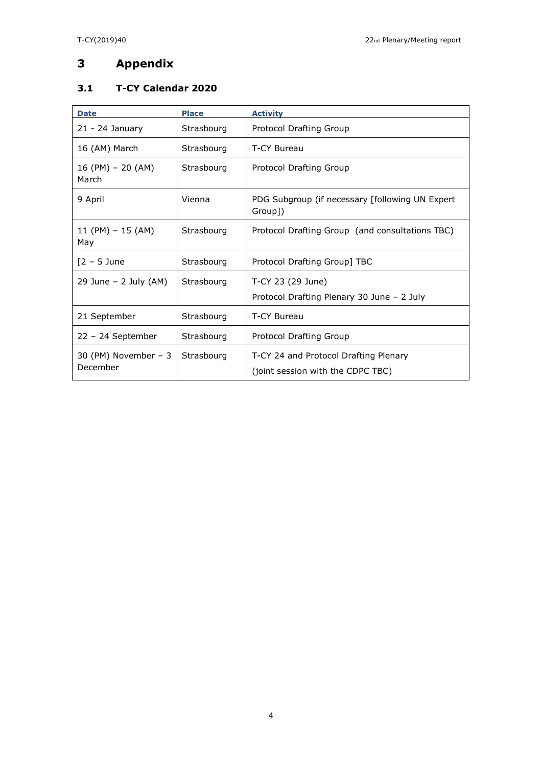# 3 Appendix

## 3.1 T-CY Calendar 2020

| Date | Place | Activity |
| --- | --- | --- |
| 21 - 24 January | Strasbourg | Protocol Drafting Group |
| 16 (AM) March | Strasbourg | T-CY Bureau |
| 16 (PM) – 20 (AM) March | Strasbourg | Protocol Drafting Group |
| 9 April | Vienna | PDG Subgroup (if necessary [following UN Expert Group]) |
| 11 (PM) – 15 (AM) May | Strasbourg | Protocol Drafting Group (and consultations TBC) |
| [2 – 5 June | Strasbourg | Protocol Drafting Group] TBC |
| 29 June – 2 July (AM) | Strasbourg | T-CY 23 (29 June)<br>Protocol Drafting Plenary 30 June – 2 July |
| 21 September | Strasbourg | T-CY Bureau |
| 22 – 24 September | Strasbourg | Protocol Drafting Group |
| 30 (PM) November – 3 December | Strasbourg | T-CY 24 and Protocol Drafting Plenary<br>(joint session with the CDPC TBC) |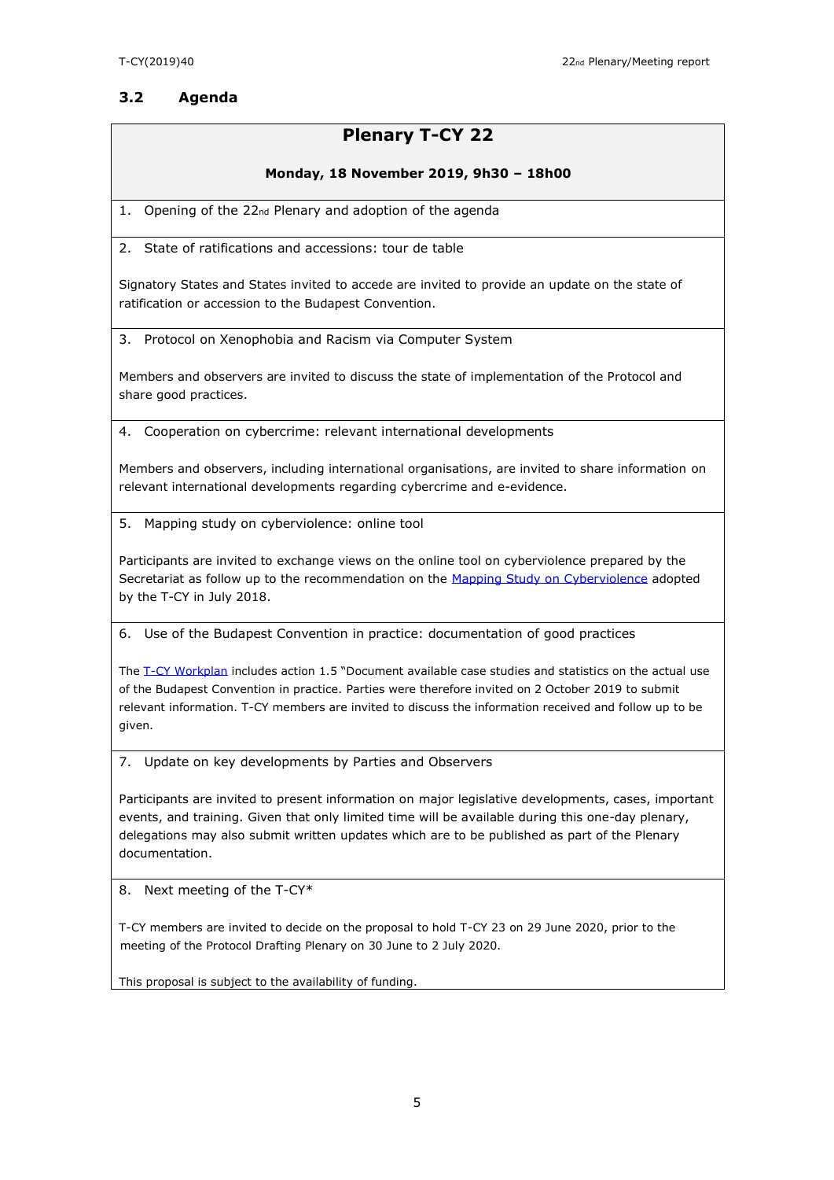### 3.2 Agenda

## Plenary T-CY 22

**Monday, 18 November 2019, 9h30 – 18h00**

1. Opening of the 22nd Plenary and adoption of the agenda

2. State of ratifications and accessions: tour de table

Signatory States and States invited to accede are invited to provide an update on the state of ratification or accession to the Budapest Convention.

3. Protocol on Xenophobia and Racism via Computer System

Members and observers are invited to discuss the state of implementation of the Protocol and share good practices.

4. Cooperation on cybercrime: relevant international developments

Members and observers, including international organisations, are invited to share information on relevant international developments regarding cybercrime and e-evidence.

5. Mapping study on cyberviolence: online tool

Participants are invited to exchange views on the online tool on cyberviolence prepared by the Secretariat as follow up to the recommendation on the Mapping Study on Cyberviolence adopted by the T-CY in July 2018.

6. Use of the Budapest Convention in practice: documentation of good practices

The T-CY Workplan includes action 1.5 "Document available case studies and statistics on the actual use of the Budapest Convention in practice. Parties were therefore invited on 2 October 2019 to submit relevant information. T-CY members are invited to discuss the information received and follow up to be given.

7. Update on key developments by Parties and Observers

Participants are invited to present information on major legislative developments, cases, important events, and training. Given that only limited time will be available during this one-day plenary, delegations may also submit written updates which are to be published as part of the Plenary documentation.

8. Next meeting of the T-CY*

T-CY members are invited to decide on the proposal to hold T-CY 23 on 29 June 2020, prior to the meeting of the Protocol Drafting Plenary on 30 June to 2 July 2020.

This proposal is subject to the availability of funding.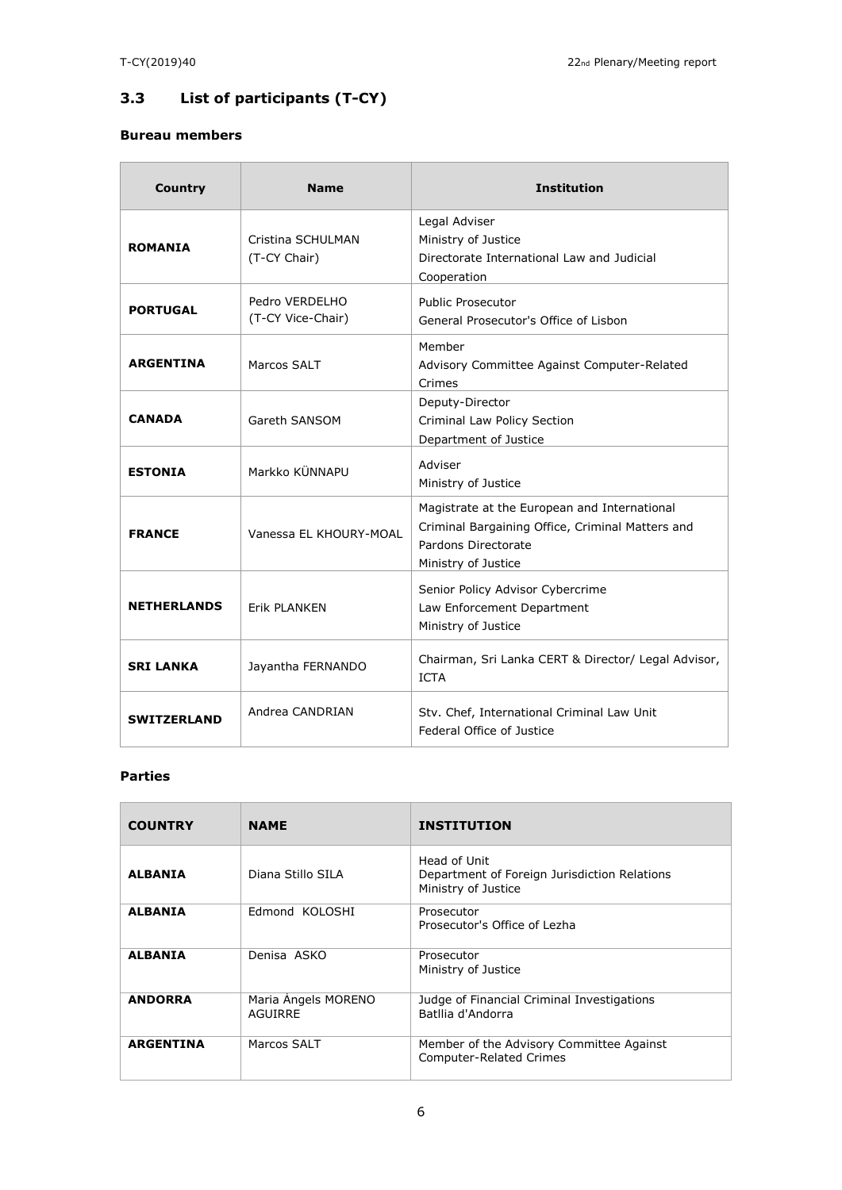## 3.3 List of participants (T-CY)

### Bureau members

| Country | Name | Institution |
|---|---|---|
| **ROMANIA** | Cristina SCHULMAN (T-CY Chair) | Legal Adviser<br>Ministry of Justice<br>Directorate International Law and Judicial Cooperation |
| **PORTUGAL** | Pedro VERDELHO (T-CY Vice-Chair) | Public Prosecutor<br>General Prosecutor's Office of Lisbon |
| **ARGENTINA** | Marcos SALT | Member<br>Advisory Committee Against Computer-Related Crimes |
| **CANADA** | Gareth SANSOM | Deputy-Director<br>Criminal Law Policy Section<br>Department of Justice |
| **ESTONIA** | Markko KÜNNAPU | Adviser<br>Ministry of Justice |
| **FRANCE** | Vanessa EL KHOURY-MOAL | Magistrate at the European and International Criminal Bargaining Office, Criminal Matters and Pardons Directorate<br>Ministry of Justice |
| **NETHERLANDS** | Erik PLANKEN | Senior Policy Advisor Cybercrime<br>Law Enforcement Department<br>Ministry of Justice |
| **SRI LANKA** | Jayantha FERNANDO | Chairman, Sri Lanka CERT & Director/ Legal Advisor, ICTA |
| **SWITZERLAND** | Andrea CANDRIAN | Stv. Chef, International Criminal Law Unit<br>Federal Office of Justice |

### Parties

| COUNTRY | NAME | INSTITUTION |
|---|---|---|
| **ALBANIA** | Diana Stillo SILA | Head of Unit<br>Department of Foreign Jurisdiction Relations<br>Ministry of Justice |
| **ALBANIA** | Edmond KOLOSHI | Prosecutor<br>Prosecutor's Office of Lezha |
| **ALBANIA** | Denisa ASKO | Prosecutor<br>Ministry of Justice |
| **ANDORRA** | Maria Àngels MORENO AGUIRRE | Judge of Financial Criminal Investigations<br>Batllia d'Andorra |
| **ARGENTINA** | Marcos SALT | Member of the Advisory Committee Against Computer-Related Crimes |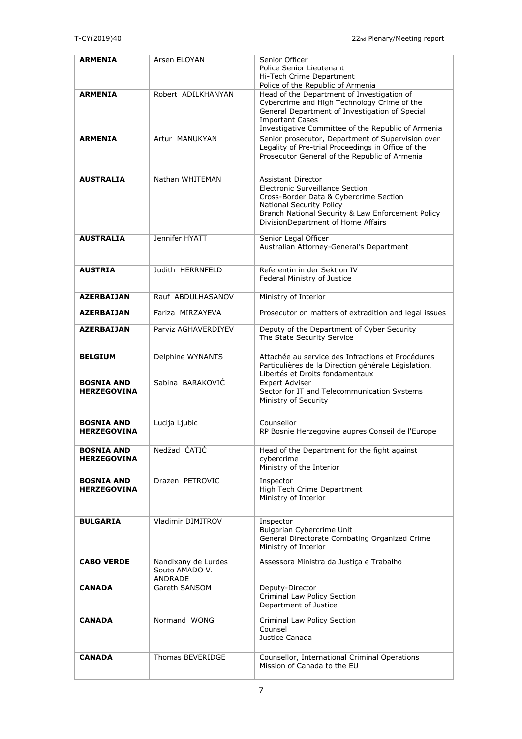| | | |
|---|---|---|
| **ARMENIA** | Arsen ELOYAN | Senior Officer<br>Police Senior Lieutenant<br>Hi-Tech Crime Department<br>Police of the Republic of Armenia |
| **ARMENIA** | Robert ADILKHANYAN | Head of the Department of Investigation of Cybercrime and High Technology Crime of the General Department of Investigation of Special Important Cases<br>Investigative Committee of the Republic of Armenia |
| **ARMENIA** | Artur MANUKYAN | Senior prosecutor, Department of Supervision over Legality of Pre-trial Proceedings in Office of the Prosecutor General of the Republic of Armenia |
| **AUSTRALIA** | Nathan WHITEMAN | Assistant Director<br>Electronic Surveillance Section<br>Cross-Border Data & Cybercrime Section<br>National Security Policy<br>Branch National Security & Law Enforcement Policy DivisionDepartment of Home Affairs |
| **AUSTRALIA** | Jennifer HYATT | Senior Legal Officer<br>Australian Attorney-General's Department |
| **AUSTRIA** | Judith HERRNFELD | Referentin in der Sektion IV<br>Federal Ministry of Justice |
| **AZERBAIJAN** | Rauf ABDULHASANOV | Ministry of Interior |
| **AZERBAIJAN** | Fariza MIRZAYEVA | Prosecutor on matters of extradition and legal issues |
| **AZERBAIJAN** | Parviz AGHAVERDIYEV | Deputy of the Department of Cyber Security<br>The State Security Service |
| **BELGIUM** | Delphine WYNANTS | Attachée au service des Infractions et Procédures Particulières de la Direction générale Législation, Libertés et Droits fondamentaux |
| **BOSNIA AND HERZEGOVINA** | Sabina BARAKOVIĆ | Expert Adviser<br>Sector for IT and Telecommunication Systems<br>Ministry of Security |
| **BOSNIA AND HERZEGOVINA** | Lucija Ljubic | Counsellor<br>RP Bosnie Herzegovine aupres Conseil de l'Europe |
| **BOSNIA AND HERZEGOVINA** | Nedžad ĆATIĆ | Head of the Department for the fight against cybercrime<br>Ministry of the Interior |
| **BOSNIA AND HERZEGOVINA** | Drazen PETROVIC | Inspector<br>High Tech Crime Department<br>Ministry of Interior |
| **BULGARIA** | Vladimir DIMITROV | Inspector<br>Bulgarian Cybercrime Unit<br>General Directorate Combating Organized Crime<br>Ministry of Interior |
| **CABO VERDE** | Nandixany de Lurdes Souto AMADO V. ANDRADE | Assessora Ministra da Justiça e Trabalho |
| **CANADA** | Gareth SANSOM | Deputy-Director<br>Criminal Law Policy Section<br>Department of Justice |
| **CANADA** | Normand WONG | Criminal Law Policy Section<br>Counsel<br>Justice Canada |
| **CANADA** | Thomas BEVERIDGE | Counsellor, International Criminal Operations<br>Mission of Canada to the EU |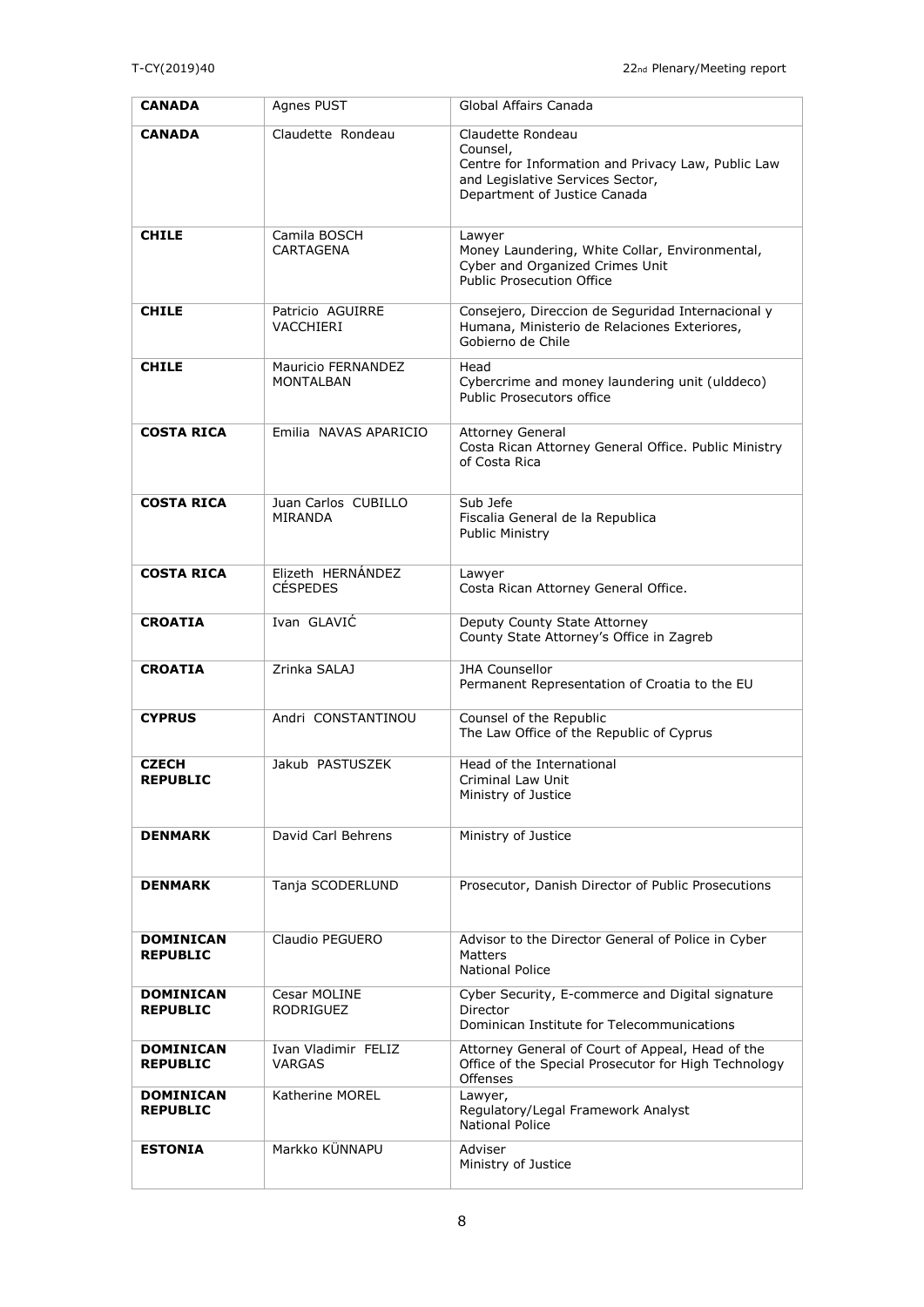| | | |
|---|---|---|
| **CANADA** | Agnes PUST | Global Affairs Canada |
| **CANADA** | Claudette Rondeau | Claudette Rondeau<br>Counsel,<br>Centre for Information and Privacy Law, Public Law and Legislative Services Sector,<br>Department of Justice Canada |
| **CHILE** | Camila BOSCH CARTAGENA | Lawyer<br>Money Laundering, White Collar, Environmental, Cyber and Organized Crimes Unit<br>Public Prosecution Office |
| **CHILE** | Patricio AGUIRRE VACCHIERI | Consejero, Direccion de Seguridad Internacional y Humana, Ministerio de Relaciones Exteriores, Gobierno de Chile |
| **CHILE** | Mauricio FERNANDEZ MONTALBAN | Head<br>Cybercrime and money laundering unit (ulddeco)<br>Public Prosecutors office |
| **COSTA RICA** | Emilia NAVAS APARICIO | Attorney General<br>Costa Rican Attorney General Office. Public Ministry of Costa Rica |
| **COSTA RICA** | Juan Carlos CUBILLO MIRANDA | Sub Jefe<br>Fiscalia General de la Republica<br>Public Ministry |
| **COSTA RICA** | Elizeth HERNÁNDEZ CÉSPEDES | Lawyer<br>Costa Rican Attorney General Office. |
| **CROATIA** | Ivan GLAVIĆ | Deputy County State Attorney<br>County State Attorney's Office in Zagreb |
| **CROATIA** | Zrinka SALAJ | JHA Counsellor<br>Permanent Representation of Croatia to the EU |
| **CYPRUS** | Andri CONSTANTINOU | Counsel of the Republic<br>The Law Office of the Republic of Cyprus |
| **CZECH REPUBLIC** | Jakub PASTUSZEK | Head of the International<br>Criminal Law Unit<br>Ministry of Justice |
| **DENMARK** | David Carl Behrens | Ministry of Justice |
| **DENMARK** | Tanja SCODERLUND | Prosecutor, Danish Director of Public Prosecutions |
| **DOMINICAN REPUBLIC** | Claudio PEGUERO | Advisor to the Director General of Police in Cyber Matters<br>National Police |
| **DOMINICAN REPUBLIC** | Cesar MOLINE RODRIGUEZ | Cyber Security, E-commerce and Digital signature Director<br>Dominican Institute for Telecommunications |
| **DOMINICAN REPUBLIC** | Ivan Vladimir FELIZ VARGAS | Attorney General of Court of Appeal, Head of the Office of the Special Prosecutor for High Technology Offenses |
| **DOMINICAN REPUBLIC** | Katherine MOREL | Lawyer,<br>Regulatory/Legal Framework Analyst<br>National Police |
| **ESTONIA** | Markko KÜNNAPU | Adviser<br>Ministry of Justice |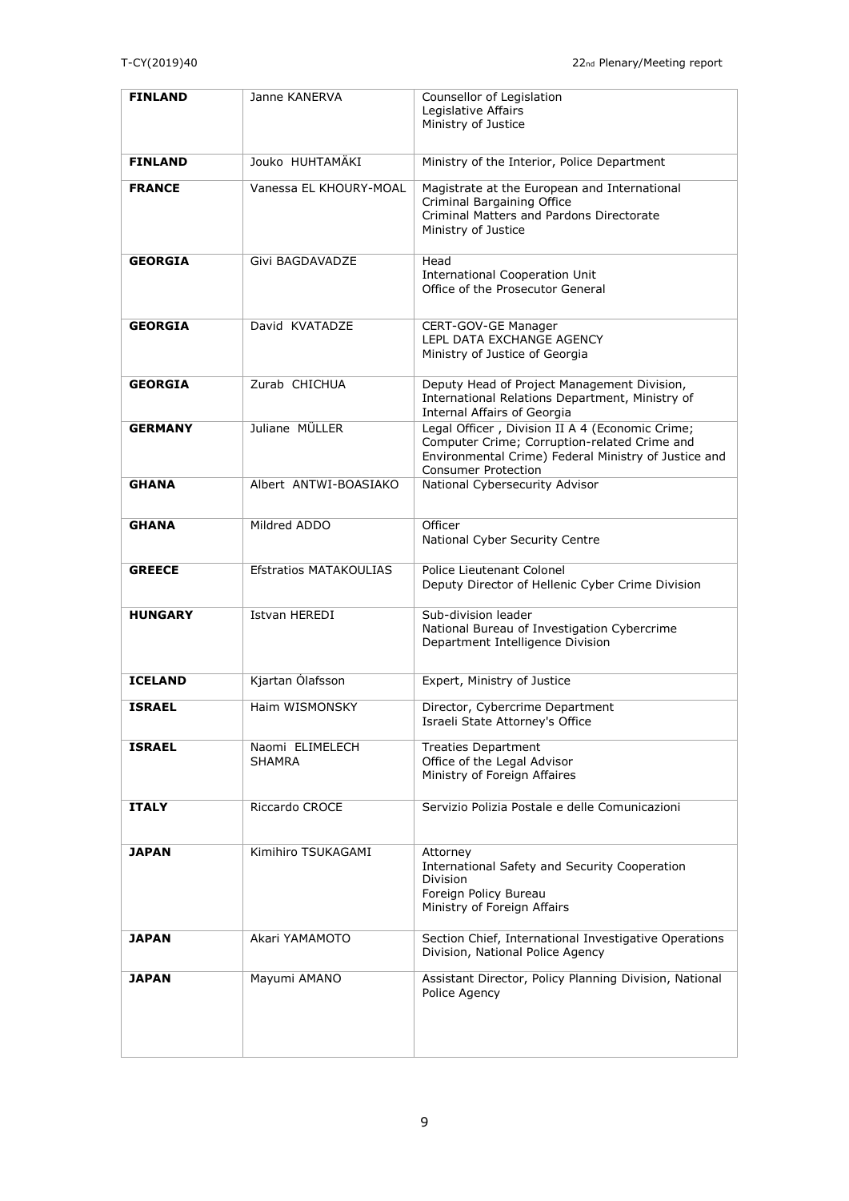| | | |
|---|---|---|
| **FINLAND** | Janne KANERVA | Counsellor of Legislation<br>Legislative Affairs<br>Ministry of Justice |
| **FINLAND** | Jouko HUHTAMÄKI | Ministry of the Interior, Police Department |
| **FRANCE** | Vanessa EL KHOURY-MOAL | Magistrate at the European and International Criminal Bargaining Office<br>Criminal Matters and Pardons Directorate<br>Ministry of Justice |
| **GEORGIA** | Givi BAGDAVADZE | Head<br>International Cooperation Unit<br>Office of the Prosecutor General |
| **GEORGIA** | David KVATADZE | CERT-GOV-GE Manager<br>LEPL DATA EXCHANGE AGENCY<br>Ministry of Justice of Georgia |
| **GEORGIA** | Zurab CHICHUA | Deputy Head of Project Management Division, International Relations Department, Ministry of Internal Affairs of Georgia |
| **GERMANY** | Juliane MÜLLER | Legal Officer , Division II A 4 (Economic Crime; Computer Crime; Corruption-related Crime and Environmental Crime) Federal Ministry of Justice and Consumer Protection |
| **GHANA** | Albert ANTWI-BOASIAKO | National Cybersecurity Advisor |
| **GHANA** | Mildred ADDO | Officer<br>National Cyber Security Centre |
| **GREECE** | Efstratios MATAKOULIAS | Police Lieutenant Colonel<br>Deputy Director of Hellenic Cyber Crime Division |
| **HUNGARY** | Istvan HEREDI | Sub-division leader<br>National Bureau of Investigation Cybercrime Department Intelligence Division |
| **ICELAND** | Kjartan Ólafsson | Expert, Ministry of Justice |
| **ISRAEL** | Haim WISMONSKY | Director, Cybercrime Department<br>Israeli State Attorney's Office |
| **ISRAEL** | Naomi ELIMELECH SHAMRA | Treaties Department<br>Office of the Legal Advisor<br>Ministry of Foreign Affaires |
| **ITALY** | Riccardo CROCE | Servizio Polizia Postale e delle Comunicazioni |
| **JAPAN** | Kimihiro TSUKAGAMI | Attorney<br>International Safety and Security Cooperation Division<br>Foreign Policy Bureau<br>Ministry of Foreign Affairs |
| **JAPAN** | Akari YAMAMOTO | Section Chief, International Investigative Operations Division, National Police Agency |
| **JAPAN** | Mayumi AMANO | Assistant Director, Policy Planning Division, National Police Agency |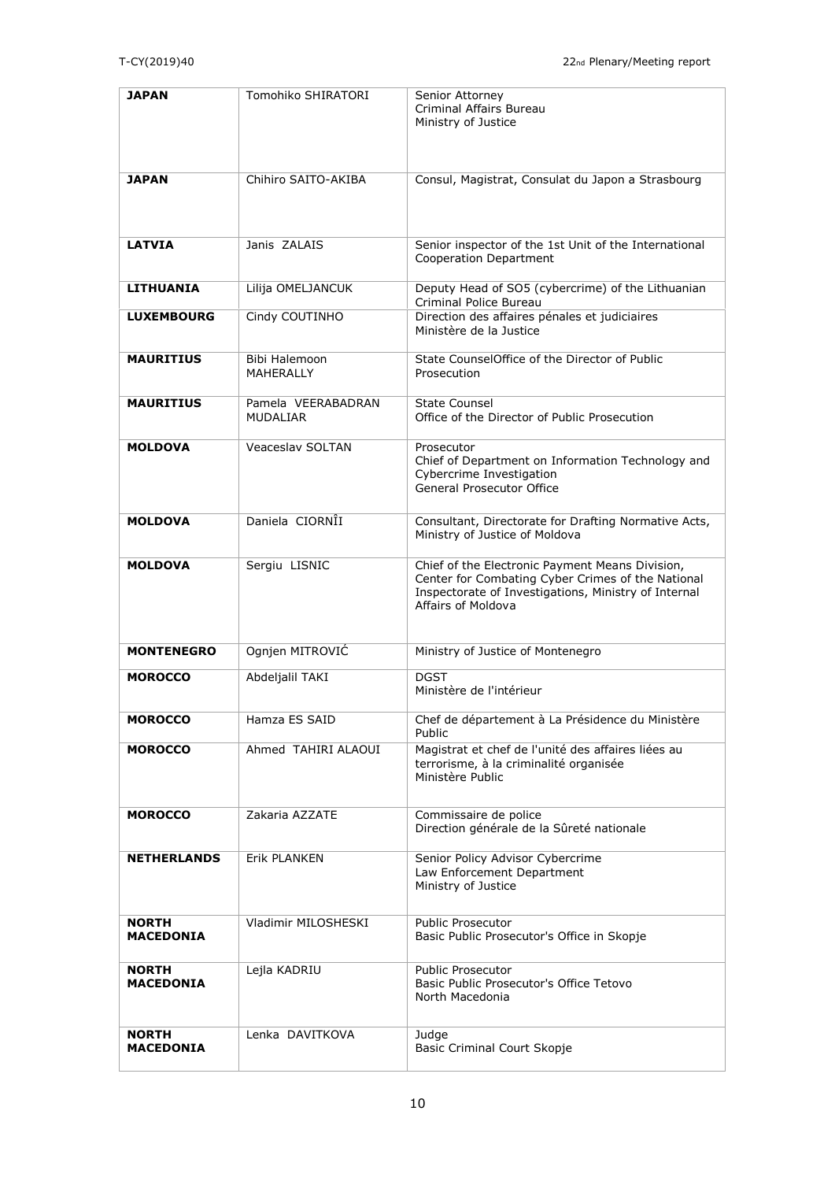| **JAPAN** | Tomohiko SHIRATORI | Senior Attorney<br>Criminal Affairs Bureau<br>Ministry of Justice |
|---|---|---|
| **JAPAN** | Chihiro SAITO-AKIBA | Consul, Magistrat, Consulat du Japon a Strasbourg |
| **LATVIA** | Janis ZALAIS | Senior inspector of the 1st Unit of the International Cooperation Department |
| **LITHUANIA** | Lilija OMELJANCUK | Deputy Head of SO5 (cybercrime) of the Lithuanian Criminal Police Bureau |
| **LUXEMBOURG** | Cindy COUTINHO | Direction des affaires pénales et judiciaires<br>Ministère de la Justice |
| **MAURITIUS** | Bibi Halemoon MAHERALLY | State CounselOffice of the Director of Public Prosecution |
| **MAURITIUS** | Pamela VEERABADRAN MUDALIAR | State Counsel<br>Office of the Director of Public Prosecution |
| **MOLDOVA** | Veaceslav SOLTAN | Prosecutor<br>Chief of Department on Information Technology and Cybercrime Investigation<br>General Prosecutor Office |
| **MOLDOVA** | Daniela CIORNÎI | Consultant, Directorate for Drafting Normative Acts, Ministry of Justice of Moldova |
| **MOLDOVA** | Sergiu LISNIC | Chief of the Electronic Payment Means Division, Center for Combating Cyber Crimes of the National Inspectorate of Investigations, Ministry of Internal Affairs of Moldova |
| **MONTENEGRO** | Ognjen MITROVIĆ | Ministry of Justice of Montenegro |
| **MOROCCO** | Abdeljalil TAKI | DGST<br>Ministère de l'intérieur |
| **MOROCCO** | Hamza ES SAID | Chef de département à La Présidence du Ministère Public |
| **MOROCCO** | Ahmed TAHIRI ALAOUI | Magistrat et chef de l'unité des affaires liées au terrorisme, à la criminalité organisée<br>Ministère Public |
| **MOROCCO** | Zakaria AZZATE | Commissaire de police<br>Direction générale de la Sûreté nationale |
| **NETHERLANDS** | Erik PLANKEN | Senior Policy Advisor Cybercrime<br>Law Enforcement Department<br>Ministry of Justice |
| **NORTH MACEDONIA** | Vladimir MILOSHESKI | Public Prosecutor<br>Basic Public Prosecutor's Office in Skopje |
| **NORTH MACEDONIA** | Lejla KADRIU | Public Prosecutor<br>Basic Public Prosecutor's Office Tetovo<br>North Macedonia |
| **NORTH MACEDONIA** | Lenka DAVITKOVA | Judge<br>Basic Criminal Court Skopje |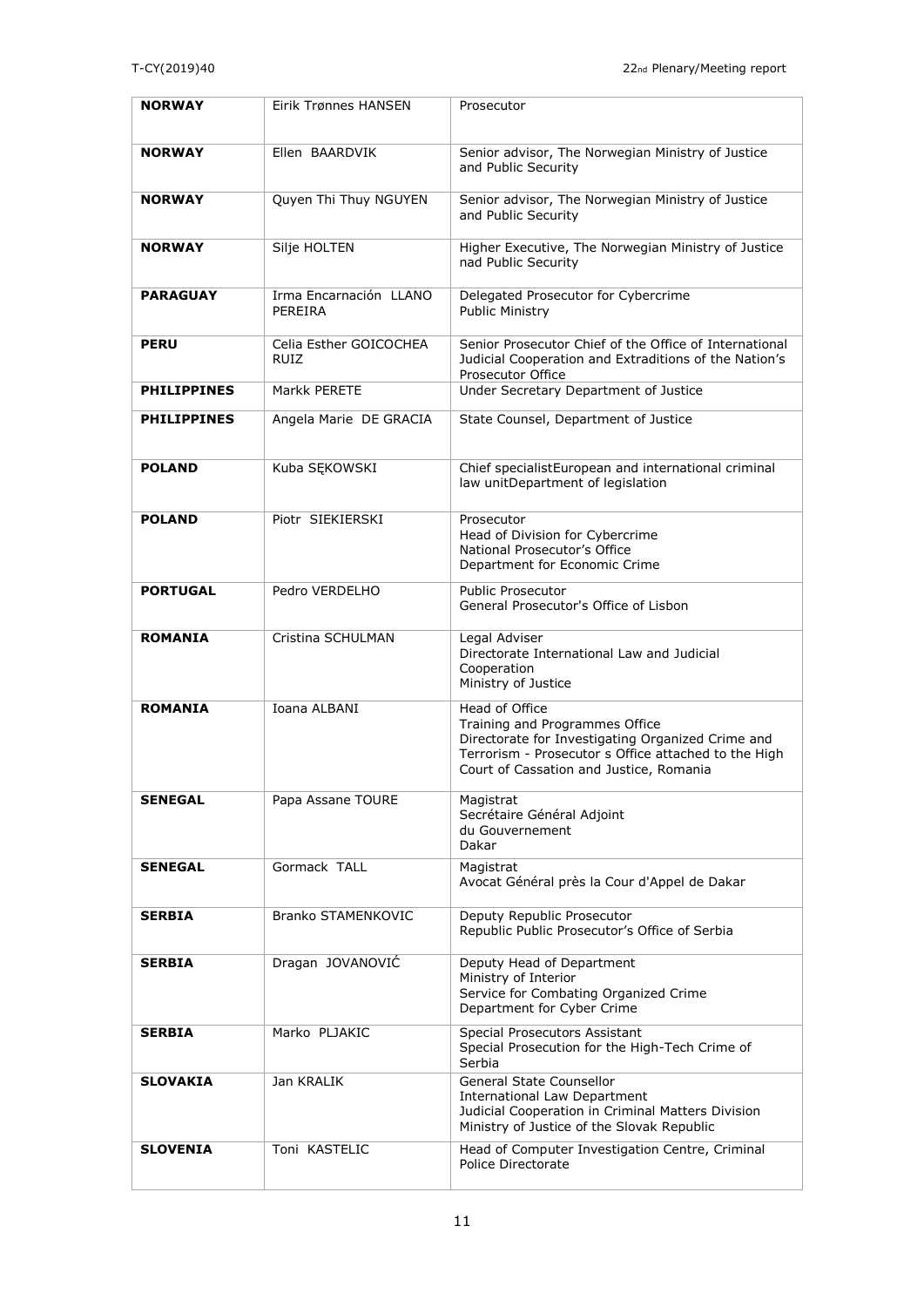| **NORWAY** | Eirik Trønnes HANSEN | Prosecutor |
|---|---|---|
| **NORWAY** | Ellen BAARDVIK | Senior advisor, The Norwegian Ministry of Justice and Public Security |
| **NORWAY** | Quyen Thi Thuy NGUYEN | Senior advisor, The Norwegian Ministry of Justice and Public Security |
| **NORWAY** | Silje HOLTEN | Higher Executive, The Norwegian Ministry of Justice nad Public Security |
| **PARAGUAY** | Irma Encarnación LLANO PEREIRA | Delegated Prosecutor for Cybercrime Public Ministry |
| **PERU** | Celia Esther GOICOCHEA RUIZ | Senior Prosecutor Chief of the Office of International Judicial Cooperation and Extraditions of the Nation's Prosecutor Office |
| **PHILIPPINES** | Markk PERETE | Under Secretary Department of Justice |
| **PHILIPPINES** | Angela Marie DE GRACIA | State Counsel, Department of Justice |
| **POLAND** | Kuba SĘKOWSKI | Chief specialistEuropean and international criminal law unitDepartment of legislation |
| **POLAND** | Piotr SIEKIERSKI | Prosecutor<br>Head of Division for Cybercrime<br>National Prosecutor's Office<br>Department for Economic Crime |
| **PORTUGAL** | Pedro VERDELHO | Public Prosecutor<br>General Prosecutor's Office of Lisbon |
| **ROMANIA** | Cristina SCHULMAN | Legal Adviser<br>Directorate International Law and Judicial Cooperation<br>Ministry of Justice |
| **ROMANIA** | Ioana ALBANI | Head of Office<br>Training and Programmes Office<br>Directorate for Investigating Organized Crime and Terrorism - Prosecutor s Office attached to the High Court of Cassation and Justice, Romania |
| **SENEGAL** | Papa Assane TOURE | Magistrat<br>Secrétaire Général Adjoint<br>du Gouvernement<br>Dakar |
| **SENEGAL** | Gormack TALL | Magistrat<br>Avocat Général près la Cour d'Appel de Dakar |
| **SERBIA** | Branko STAMENKOVIC | Deputy Republic Prosecutor<br>Republic Public Prosecutor's Office of Serbia |
| **SERBIA** | Dragan JOVANOVIĆ | Deputy Head of Department<br>Ministry of Interior<br>Service for Combating Organized Crime<br>Department for Cyber Crime |
| **SERBIA** | Marko PLJAKIC | Special Prosecutors Assistant<br>Special Prosecution for the High-Tech Crime of Serbia |
| **SLOVAKIA** | Jan KRALIK | General State Counsellor<br>International Law Department<br>Judicial Cooperation in Criminal Matters Division<br>Ministry of Justice of the Slovak Republic |
| **SLOVENIA** | Toni KASTELIC | Head of Computer Investigation Centre, Criminal Police Directorate |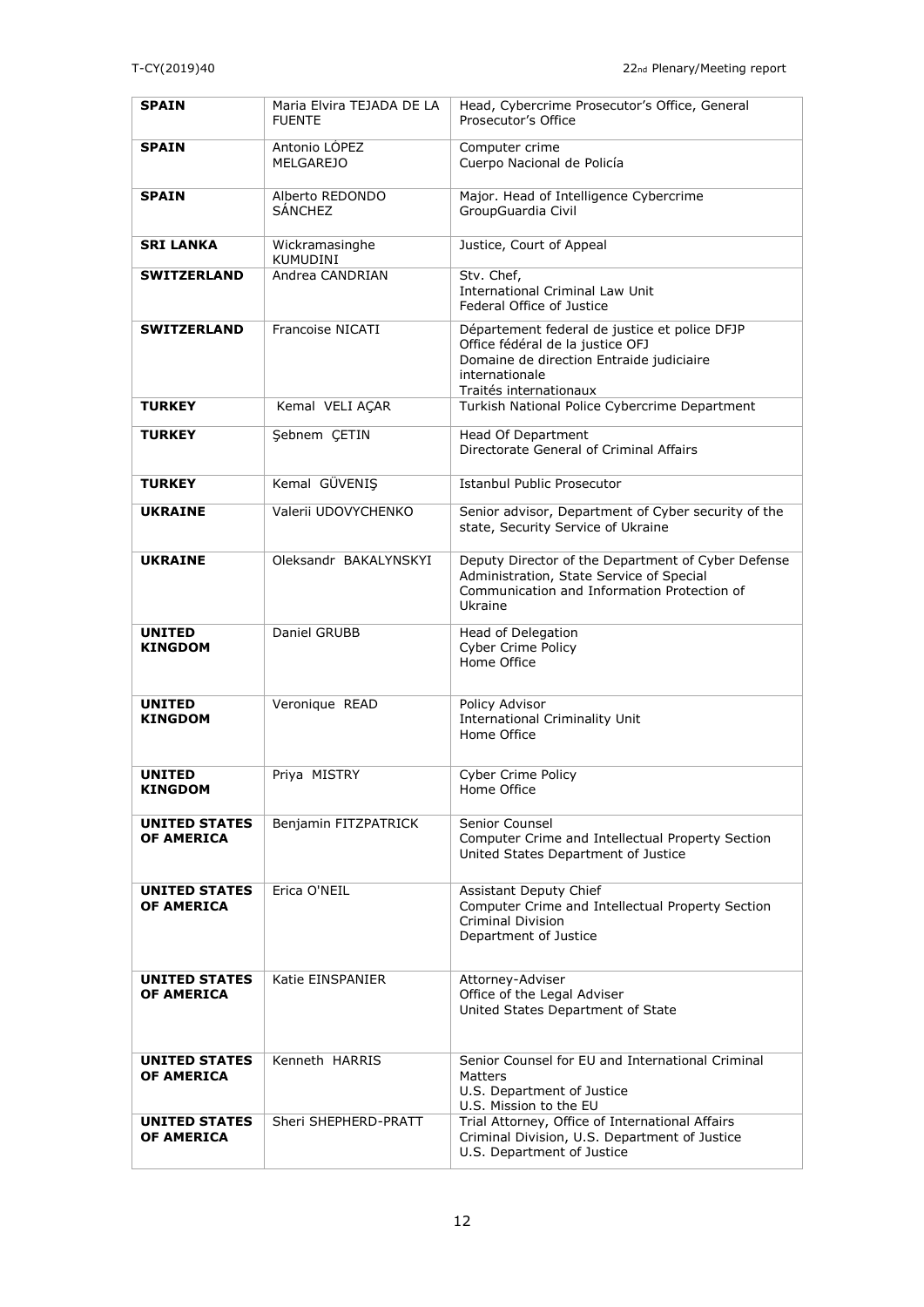| SPAIN | Maria Elvira TEJADA DE LA FUENTE | Head, Cybercrime Prosecutor's Office, General Prosecutor's Office |
|---|---|---|
| **SPAIN** | Antonio LÓPEZ MELGAREJO | Computer crime<br>Cuerpo Nacional de Policía |
| **SPAIN** | Alberto REDONDO SÁNCHEZ | Major. Head of Intelligence Cybercrime GroupGuardia Civil |
| **SRI LANKA** | Wickramasinghe KUMUDINI | Justice, Court of Appeal |
| **SWITZERLAND** | Andrea CANDRIAN | Stv. Chef,<br>International Criminal Law Unit<br>Federal Office of Justice |
| **SWITZERLAND** | Francoise NICATI | Département federal de justice et police DFJP<br>Office fédéral de la justice OFJ<br>Domaine de direction Entraide judiciaire internationale<br>Traités internationaux |
| **TURKEY** | Kemal VELI AÇAR | Turkish National Police Cybercrime Department |
| **TURKEY** | Şebnem ÇETIN | Head Of Department<br>Directorate General of Criminal Affairs |
| **TURKEY** | Kemal GÜVENIŞ | Istanbul Public Prosecutor |
| **UKRAINE** | Valerii UDOVYCHENKO | Senior advisor, Department of Cyber security of the state, Security Service of Ukraine |
| **UKRAINE** | Oleksandr BAKALYNSKYI | Deputy Director of the Department of Cyber Defense Administration, State Service of Special Communication and Information Protection of Ukraine |
| **UNITED KINGDOM** | Daniel GRUBB | Head of Delegation<br>Cyber Crime Policy<br>Home Office |
| **UNITED KINGDOM** | Veronique READ | Policy Advisor<br>International Criminality Unit<br>Home Office |
| **UNITED KINGDOM** | Priya MISTRY | Cyber Crime Policy<br>Home Office |
| **UNITED STATES OF AMERICA** | Benjamin FITZPATRICK | Senior Counsel<br>Computer Crime and Intellectual Property Section<br>United States Department of Justice |
| **UNITED STATES OF AMERICA** | Erica O'NEIL | Assistant Deputy Chief<br>Computer Crime and Intellectual Property Section<br>Criminal Division<br>Department of Justice |
| **UNITED STATES OF AMERICA** | Katie EINSPANIER | Attorney-Adviser<br>Office of the Legal Adviser<br>United States Department of State |
| **UNITED STATES OF AMERICA** | Kenneth HARRIS | Senior Counsel for EU and International Criminal Matters<br>U.S. Department of Justice<br>U.S. Mission to the EU |
| **UNITED STATES OF AMERICA** | Sheri SHEPHERD-PRATT | Trial Attorney, Office of International Affairs<br>Criminal Division, U.S. Department of Justice<br>U.S. Department of Justice |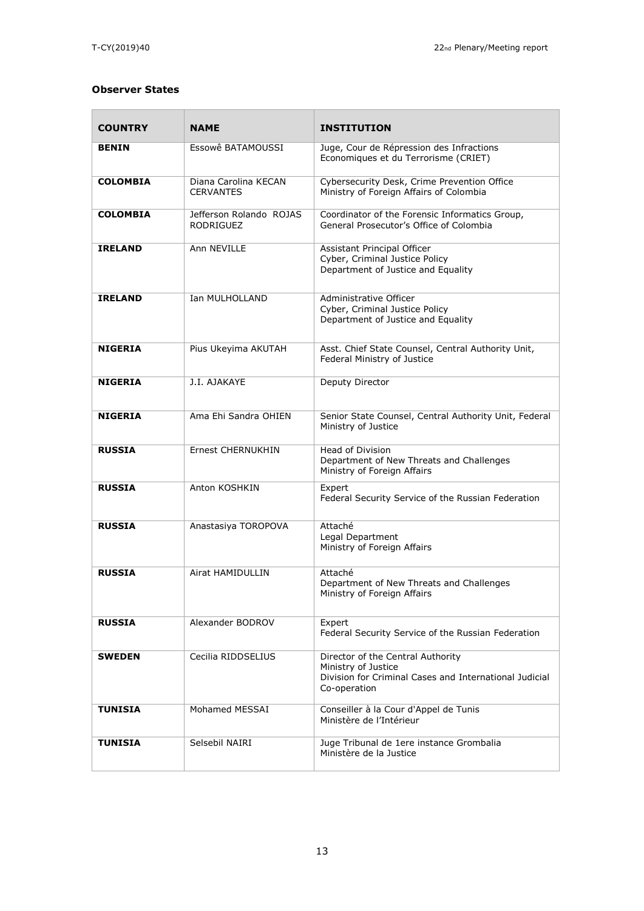**Observer States**

| COUNTRY | NAME | INSTITUTION |
|---|---|---|
| **BENIN** | Essowê BATAMOUSSI | Juge, Cour de Répression des Infractions Economiques et du Terrorisme (CRIET) |
| **COLOMBIA** | Diana Carolina KECAN CERVANTES | Cybersecurity Desk, Crime Prevention Office Ministry of Foreign Affairs of Colombia |
| **COLOMBIA** | Jefferson Rolando ROJAS RODRIGUEZ | Coordinator of the Forensic Informatics Group, General Prosecutor's Office of Colombia |
| **IRELAND** | Ann NEVILLE | Assistant Principal Officer<br>Cyber, Criminal Justice Policy<br>Department of Justice and Equality |
| **IRELAND** | Ian MULHOLLAND | Administrative Officer<br>Cyber, Criminal Justice Policy<br>Department of Justice and Equality |
| **NIGERIA** | Pius Ukeyima AKUTAH | Asst. Chief State Counsel, Central Authority Unit, Federal Ministry of Justice |
| **NIGERIA** | J.I. AJAKAYE | Deputy Director |
| **NIGERIA** | Ama Ehi Sandra OHIEN | Senior State Counsel, Central Authority Unit, Federal Ministry of Justice |
| **RUSSIA** | Ernest CHERNUKHIN | Head of Division<br>Department of New Threats and Challenges<br>Ministry of Foreign Affairs |
| **RUSSIA** | Anton KOSHKIN | Expert<br>Federal Security Service of the Russian Federation |
| **RUSSIA** | Anastasiya TOROPOVA | Attaché<br>Legal Department<br>Ministry of Foreign Affairs |
| **RUSSIA** | Airat HAMIDULLIN | Attaché<br>Department of New Threats and Challenges<br>Ministry of Foreign Affairs |
| **RUSSIA** | Alexander BODROV | Expert<br>Federal Security Service of the Russian Federation |
| **SWEDEN** | Cecilia RIDDSELIUS | Director of the Central Authority<br>Ministry of Justice<br>Division for Criminal Cases and International Judicial Co-operation |
| **TUNISIA** | Mohamed MESSAI | Conseiller à la Cour d'Appel de Tunis<br>Ministère de l'Intérieur |
| **TUNISIA** | Selsebil NAIRI | Juge Tribunal de 1ere instance Grombalia<br>Ministère de la Justice |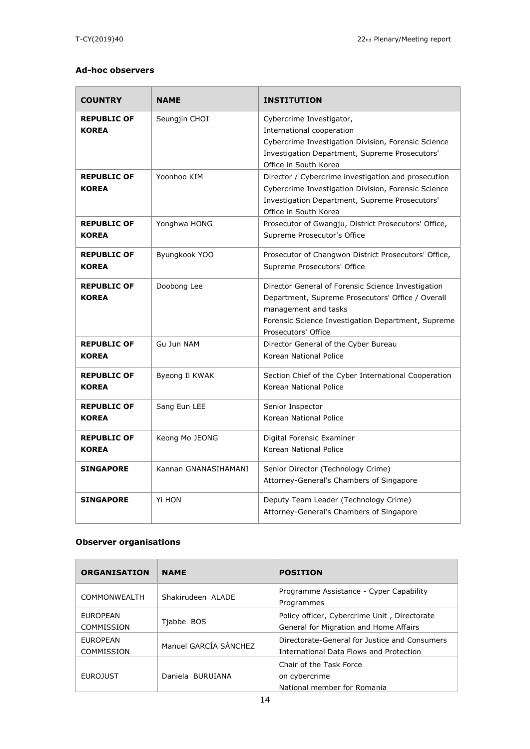### Ad-hoc observers

| COUNTRY | NAME | INSTITUTION |
|---|---|---|
| **REPUBLIC OF KOREA** | Seungjin CHOI | Cybercrime Investigator, International cooperation Cybercrime Investigation Division, Forensic Science Investigation Department, Supreme Prosecutors' Office in South Korea |
| **REPUBLIC OF KOREA** | Yoonhoo KIM | Director / Cybercrime investigation and prosecution Cybercrime Investigation Division, Forensic Science Investigation Department, Supreme Prosecutors' Office in South Korea |
| **REPUBLIC OF KOREA** | Yonghwa HONG | Prosecutor of Gwangju, District Prosecutors' Office, Supreme Prosecutor's Office |
| **REPUBLIC OF KOREA** | Byungkook YOO | Prosecutor of Changwon District Prosecutors' Office, Supreme Prosecutors' Office |
| **REPUBLIC OF KOREA** | Doobong Lee | Director General of Forensic Science Investigation Department, Supreme Prosecutors' Office / Overall management and tasks Forensic Science Investigation Department, Supreme Prosecutors' Office |
| **REPUBLIC OF KOREA** | Gu Jun NAM | Director General of the Cyber Bureau Korean National Police |
| **REPUBLIC OF KOREA** | Byeong Il KWAK | Section Chief of the Cyber International Cooperation Korean National Police |
| **REPUBLIC OF KOREA** | Sang Eun LEE | Senior Inspector Korean National Police |
| **REPUBLIC OF KOREA** | Keong Mo JEONG | Digital Forensic Examiner Korean National Police |
| **SINGAPORE** | Kannan GNANASIHAMANI | Senior Director (Technology Crime) Attorney-General's Chambers of Singapore |
| **SINGAPORE** | Yi HON | Deputy Team Leader (Technology Crime) Attorney-General's Chambers of Singapore |

### Observer organisations

| ORGANISATION | NAME | POSITION |
|---|---|---|
| COMMONWEALTH | Shakirudeen ALADE | Programme Assistance - Cyper Capability Programmes |
| EUROPEAN COMMISSION | Tjabbe BOS | Policy officer, Cybercrime Unit , Directorate General for Migration and Home Affairs |
| EUROPEAN COMMISSION | Manuel GARCÍA SÁNCHEZ | Directorate-General for Justice and Consumers International Data Flows and Protection |
| EUROJUST | Daniela BURUIANA | Chair of the Task Force on cybercrime National member for Romania |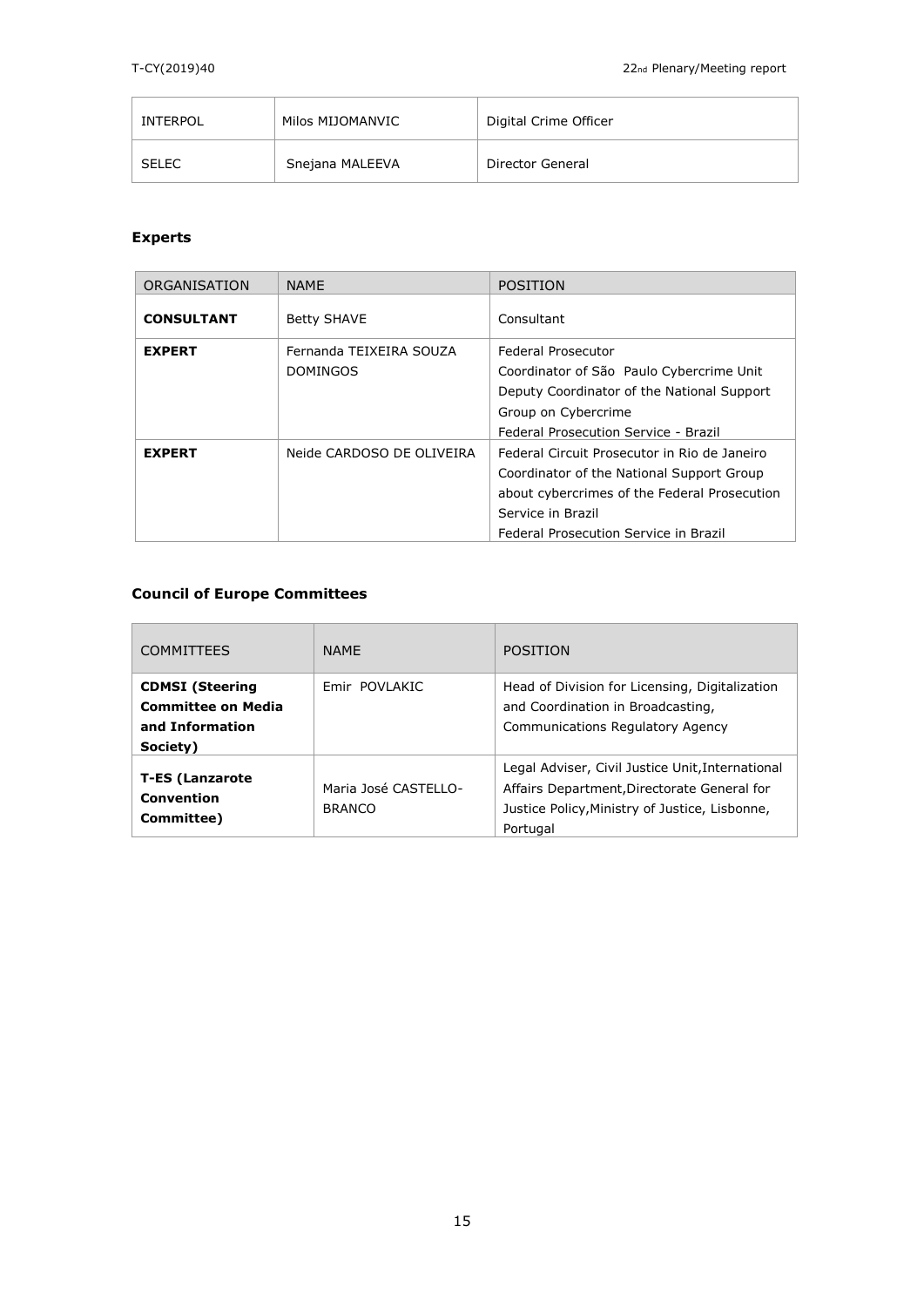| INTERPOL | Milos MIJOMANVIC | Digital Crime Officer |
| --- | --- | --- |
| SELEC | Snejana MALEEVA | Director General |

### Experts

| ORGANISATION | NAME | POSITION |
| --- | --- | --- |
| **CONSULTANT** | Betty SHAVE | Consultant |
| **EXPERT** | Fernanda TEIXEIRA SOUZA DOMINGOS | Federal Prosecutor<br>Coordinator of São Paulo Cybercrime Unit<br>Deputy Coordinator of the National Support Group on Cybercrime<br>Federal Prosecution Service - Brazil |
| **EXPERT** | Neide CARDOSO DE OLIVEIRA | Federal Circuit Prosecutor in Rio de Janeiro<br>Coordinator of the National Support Group about cybercrimes of the Federal Prosecution Service in Brazil<br>Federal Prosecution Service in Brazil |

### Council of Europe Committees

| COMMITTEES | NAME | POSITION |
| --- | --- | --- |
| **CDMSI (Steering Committee on Media and Information Society)** | Emir POVLAKIC | Head of Division for Licensing, Digitalization and Coordination in Broadcasting, Communications Regulatory Agency |
| **T-ES (Lanzarote Convention Committee)** | Maria José CASTELLO-BRANCO | Legal Adviser, Civil Justice Unit,International Affairs Department,Directorate General for Justice Policy,Ministry of Justice, Lisbonne, Portugal |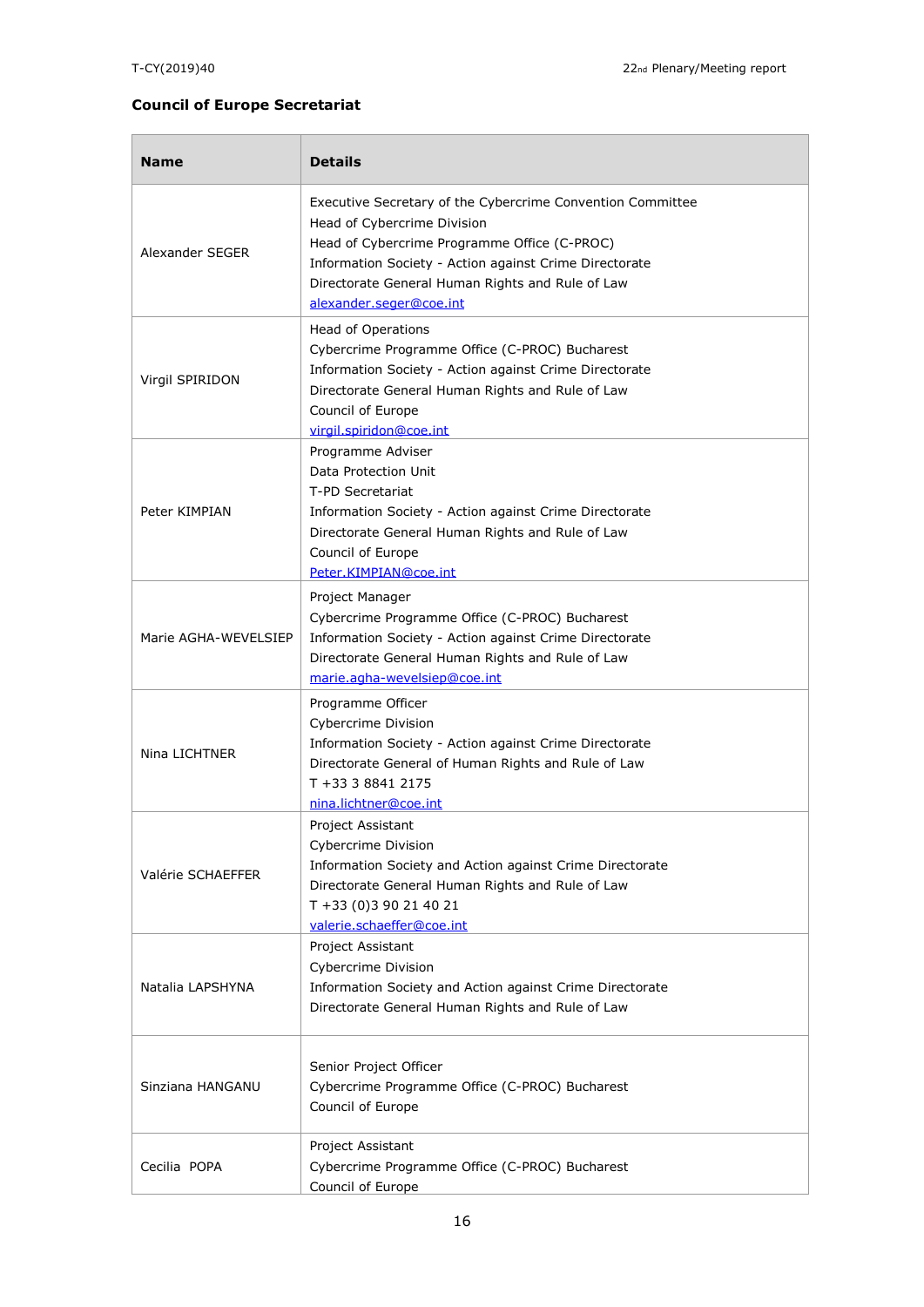**Council of Europe Secretariat**

| Name | Details |
|---|---|
| Alexander SEGER | Executive Secretary of the Cybercrime Convention Committee<br>Head of Cybercrime Division<br>Head of Cybercrime Programme Office (C-PROC)<br>Information Society - Action against Crime Directorate<br>Directorate General Human Rights and Rule of Law<br>alexander.seger@coe.int |
| Virgil SPIRIDON | Head of Operations<br>Cybercrime Programme Office (C-PROC) Bucharest<br>Information Society - Action against Crime Directorate<br>Directorate General Human Rights and Rule of Law<br>Council of Europe<br>virgil.spiridon@coe.int |
| Peter KIMPIAN | Programme Adviser<br>Data Protection Unit<br>T-PD Secretariat<br>Information Society - Action against Crime Directorate<br>Directorate General Human Rights and Rule of Law<br>Council of Europe<br>Peter.KIMPIAN@coe.int |
| Marie AGHA-WEVELSIEP | Project Manager<br>Cybercrime Programme Office (C-PROC) Bucharest<br>Information Society - Action against Crime Directorate<br>Directorate General Human Rights and Rule of Law<br>marie.agha-wevelsiep@coe.int |
| Nina LICHTNER | Programme Officer<br>Cybercrime Division<br>Information Society - Action against Crime Directorate<br>Directorate General of Human Rights and Rule of Law<br>T +33 3 8841 2175<br>nina.lichtner@coe.int |
| Valérie SCHAEFFER | Project Assistant<br>Cybercrime Division<br>Information Society and Action against Crime Directorate<br>Directorate General Human Rights and Rule of Law<br>T +33 (0)3 90 21 40 21<br>valerie.schaeffer@coe.int |
| Natalia LAPSHYNA | Project Assistant<br>Cybercrime Division<br>Information Society and Action against Crime Directorate<br>Directorate General Human Rights and Rule of Law |
| Sinziana HANGANU | Senior Project Officer<br>Cybercrime Programme Office (C-PROC) Bucharest<br>Council of Europe |
| Cecilia POPA | Project Assistant<br>Cybercrime Programme Office (C-PROC) Bucharest<br>Council of Europe |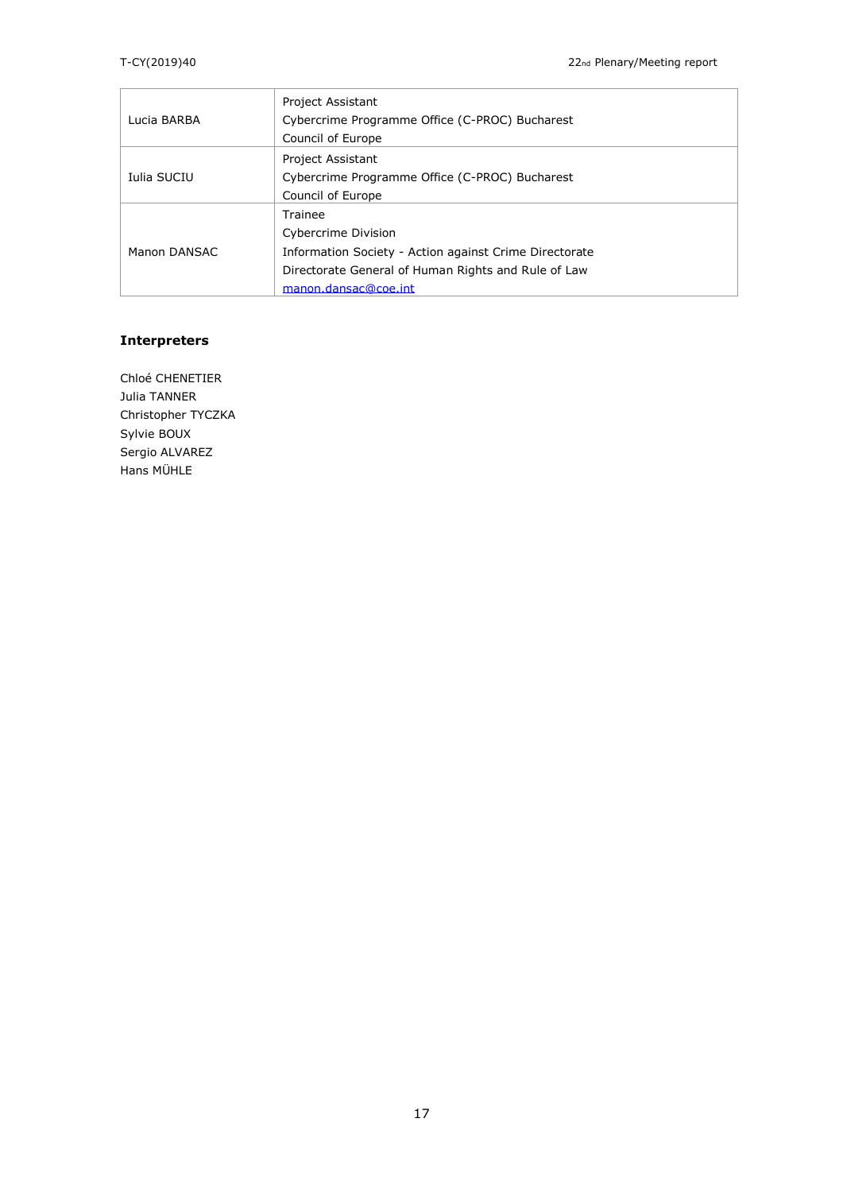| | |
|---|---|
| Lucia BARBA | Project Assistant<br>Cybercrime Programme Office (C-PROC) Bucharest<br>Council of Europe |
| Iulia SUCIU | Project Assistant<br>Cybercrime Programme Office (C-PROC) Bucharest<br>Council of Europe |
| Manon DANSAC | Trainee<br>Cybercrime Division<br>Information Society - Action against Crime Directorate<br>Directorate General of Human Rights and Rule of Law<br>manon.dansac@coe.int |

**Interpreters**

Chloé CHENETIER
Julia TANNER
Christopher TYCZKA
Sylvie BOUX
Sergio ALVAREZ
Hans MÜHLE